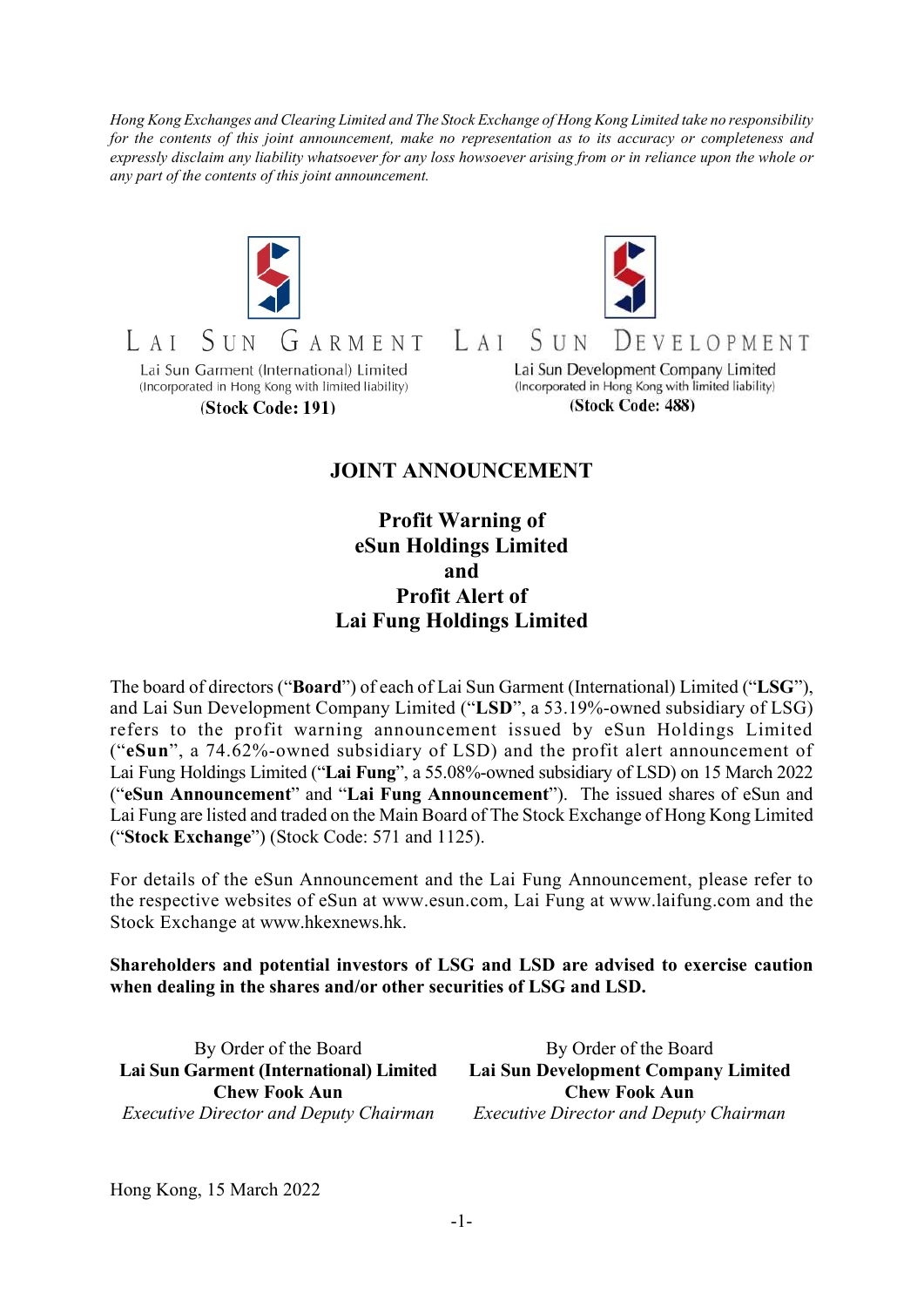*Hong Kong Exchanges and Clearing Limited and The Stock Exchange of Hong Kong Limited take no responsibility for the contents of this joint announcement, make no representation as to its accuracy or completeness and expressly disclaim any liability whatsoever for any loss howsoever arising from or in reliance upon the whole or any part of the contents of this joint announcement.*

| LAI SUN GARMENT | LAI SUN DEVELOPMENT |
|---|---|
| Lai Sun Garment (International) Limited | Lai Sun Development Company Limited |
| (Incorporated in Hong Kong with limited liability) | (Incorporated in Hong Kong with limited liability) |
| **(Stock Code: 191)** | **(Stock Code: 488)** |

# JOINT ANNOUNCEMENT

## Profit Warning of eSun Holdings Limited and Profit Alert of Lai Fung Holdings Limited

The board of directors ("**Board**") of each of Lai Sun Garment (International) Limited ("**LSG**"), and Lai Sun Development Company Limited ("**LSD**", a 53.19%-owned subsidiary of LSG) refers to the profit warning announcement issued by eSun Holdings Limited ("**eSun**", a 74.62%-owned subsidiary of LSD) and the profit alert announcement of Lai Fung Holdings Limited ("**Lai Fung**", a 55.08%-owned subsidiary of LSD) on 15 March 2022 ("**eSun Announcement**" and "**Lai Fung Announcement**"). The issued shares of eSun and Lai Fung are listed and traded on the Main Board of The Stock Exchange of Hong Kong Limited ("**Stock Exchange**") (Stock Code: 571 and 1125).

For details of the eSun Announcement and the Lai Fung Announcement, please refer to the respective websites of eSun at www.esun.com, Lai Fung at www.laifung.com and the Stock Exchange at www.hkexnews.hk.

**Shareholders and potential investors of LSG and LSD are advised to exercise caution when dealing in the shares and/or other securities of LSG and LSD.**

| By Order of the Board | By Order of the Board |
|---|---|
| **Lai Sun Garment (International) Limited** | **Lai Sun Development Company Limited** |
| **Chew Fook Aun** | **Chew Fook Aun** |
| *Executive Director and Deputy Chairman* | *Executive Director and Deputy Chairman* |

Hong Kong, 15 March 2022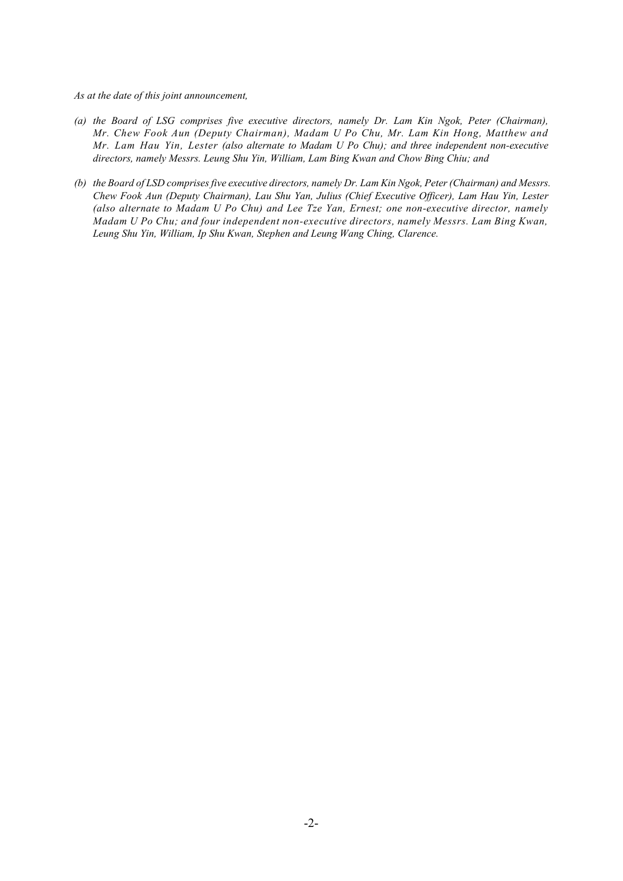*As at the date of this joint announcement,*

*(a) the Board of LSG comprises five executive directors, namely Dr. Lam Kin Ngok, Peter (Chairman), Mr. Chew Fook Aun (Deputy Chairman), Madam U Po Chu, Mr. Lam Kin Hong, Matthew and Mr. Lam Hau Yin, Lester (also alternate to Madam U Po Chu); and three independent non-executive directors, namely Messrs. Leung Shu Yin, William, Lam Bing Kwan and Chow Bing Chiu; and*

*(b) the Board of LSD comprises five executive directors, namely Dr. Lam Kin Ngok, Peter (Chairman) and Messrs. Chew Fook Aun (Deputy Chairman), Lau Shu Yan, Julius (Chief Executive Officer), Lam Hau Yin, Lester (also alternate to Madam U Po Chu) and Lee Tze Yan, Ernest; one non-executive director, namely Madam U Po Chu; and four independent non-executive directors, namely Messrs. Lam Bing Kwan, Leung Shu Yin, William, Ip Shu Kwan, Stephen and Leung Wang Ching, Clarence.*